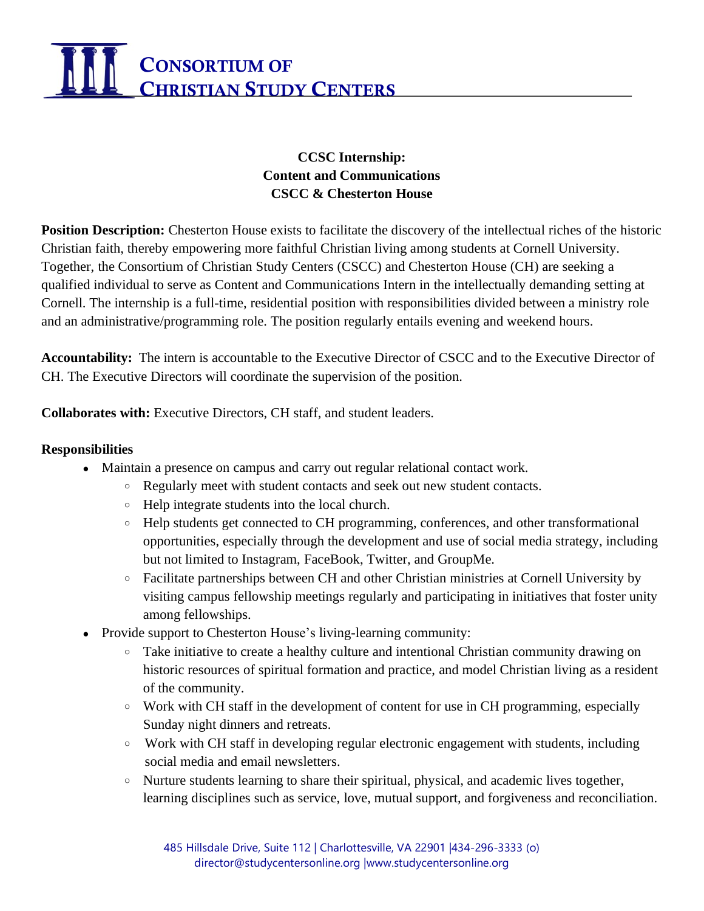# CONSORTIUM OF CHRISTIAN STUDY CENTERS

**CCSC Internship:**
**Content and Communications**
**CSCC & Chesterton House**

**Position Description:** Chesterton House exists to facilitate the discovery of the intellectual riches of the historic Christian faith, thereby empowering more faithful Christian living among students at Cornell University. Together, the Consortium of Christian Study Centers (CSCC) and Chesterton House (CH) are seeking a qualified individual to serve as Content and Communications Intern in the intellectually demanding setting at Cornell. The internship is a full-time, residential position with responsibilities divided between a ministry role and an administrative/programming role. The position regularly entails evening and weekend hours.

**Accountability:** The intern is accountable to the Executive Director of CSCC and to the Executive Director of CH. The Executive Directors will coordinate the supervision of the position.

**Collaborates with:** Executive Directors, CH staff, and student leaders.

**Responsibilities**

- Maintain a presence on campus and carry out regular relational contact work.
  - Regularly meet with student contacts and seek out new student contacts.
  - Help integrate students into the local church.
  - Help students get connected to CH programming, conferences, and other transformational opportunities, especially through the development and use of social media strategy, including but not limited to Instagram, FaceBook, Twitter, and GroupMe.
  - Facilitate partnerships between CH and other Christian ministries at Cornell University by visiting campus fellowship meetings regularly and participating in initiatives that foster unity among fellowships.
- Provide support to Chesterton House's living-learning community:
  - Take initiative to create a healthy culture and intentional Christian community drawing on historic resources of spiritual formation and practice, and model Christian living as a resident of the community.
  - Work with CH staff in the development of content for use in CH programming, especially Sunday night dinners and retreats.
  - Work with CH staff in developing regular electronic engagement with students, including social media and email newsletters.
  - Nurture students learning to share their spiritual, physical, and academic lives together, learning disciplines such as service, love, mutual support, and forgiveness and reconciliation.

485 Hillsdale Drive, Suite 112 | Charlottesville, VA 22901 |434-296-3333 (o)
director@studycentersonline.org |www.studycentersonline.org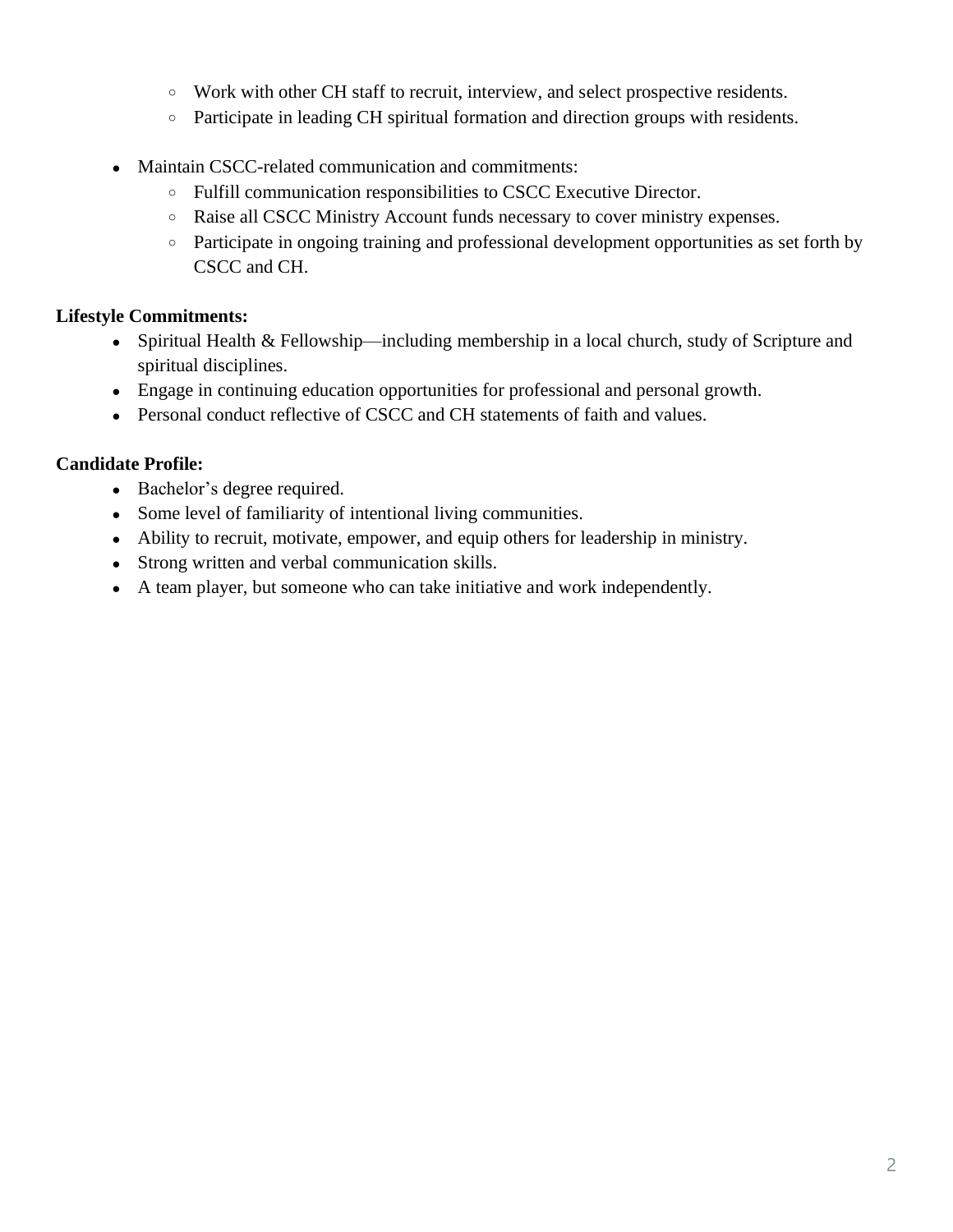- Work with other CH staff to recruit, interview, and select prospective residents.
  - Participate in leading CH spiritual formation and direction groups with residents.

- Maintain CSCC-related communication and commitments:
  - Fulfill communication responsibilities to CSCC Executive Director.
  - Raise all CSCC Ministry Account funds necessary to cover ministry expenses.
  - Participate in ongoing training and professional development opportunities as set forth by CSCC and CH.

**Lifestyle Commitments:**

- Spiritual Health & Fellowship—including membership in a local church, study of Scripture and spiritual disciplines.
- Engage in continuing education opportunities for professional and personal growth.
- Personal conduct reflective of CSCC and CH statements of faith and values.

**Candidate Profile:**

- Bachelor's degree required.
- Some level of familiarity of intentional living communities.
- Ability to recruit, motivate, empower, and equip others for leadership in ministry.
- Strong written and verbal communication skills.
- A team player, but someone who can take initiative and work independently.